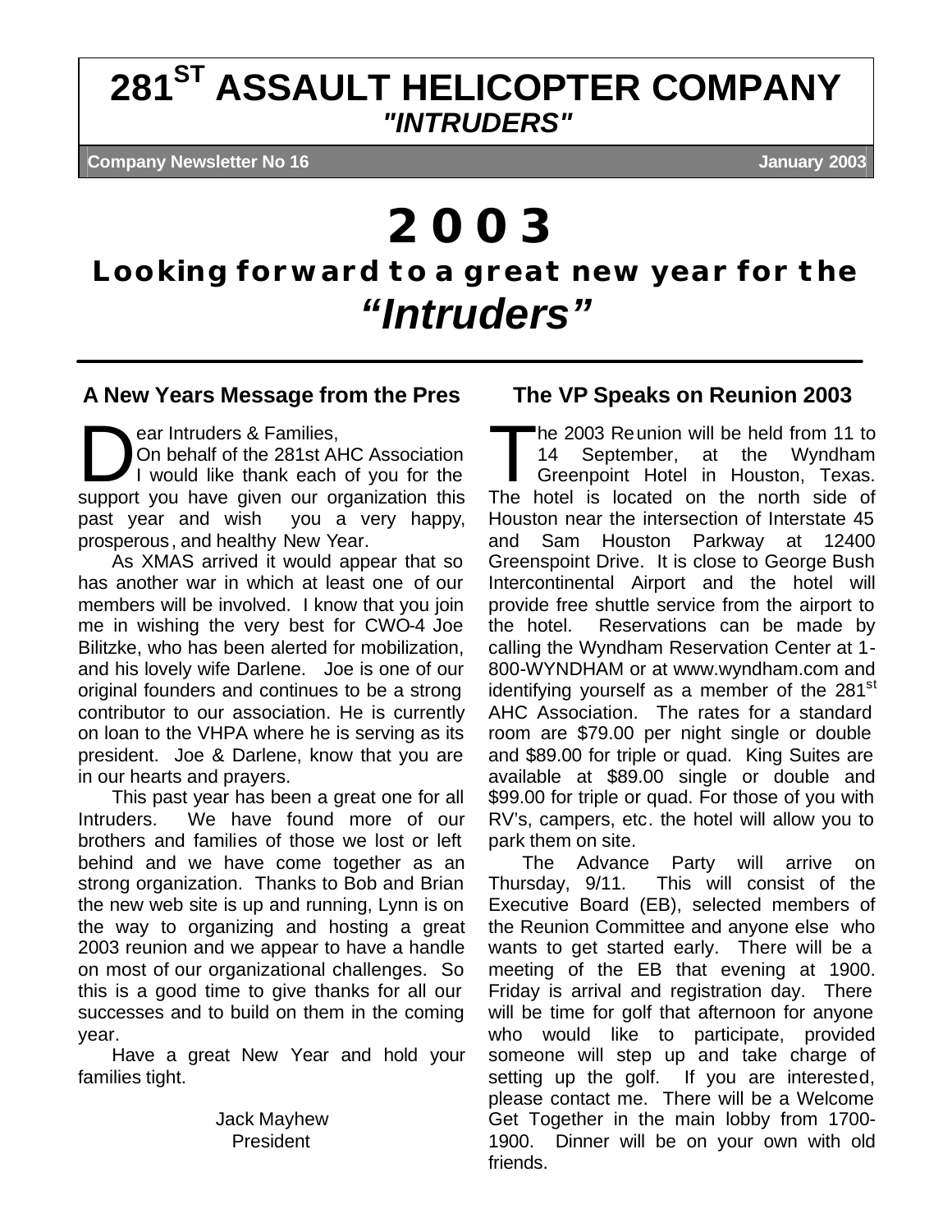# 281ST ASSAULT HELICOPTER COMPANY

***"INTRUDERS"***

**Company Newsletter No 16** **January 2003**

# 2003

## Looking forward to a great new year for the *"Intruders"*

---

### A New Years Message from the Pres

Dear Intruders & Families,

On behalf of the 281st AHC Association I would like thank each of you for the support you have given our organization this past year and wish you a very happy, prosperous, and healthy New Year.

As XMAS arrived it would appear that so has another war in which at least one of our members will be involved. I know that you join me in wishing the very best for CWO-4 Joe Bilitzke, who has been alerted for mobilization, and his lovely wife Darlene. Joe is one of our original founders and continues to be a strong contributor to our association. He is currently on loan to the VHPA where he is serving as its president. Joe & Darlene, know that you are in our hearts and prayers.

This past year has been a great one for all Intruders. We have found more of our brothers and families of those we lost or left behind and we have come together as an strong organization. Thanks to Bob and Brian the new web site is up and running, Lynn is on the way to organizing and hosting a great 2003 reunion and we appear to have a handle on most of our organizational challenges. So this is a good time to give thanks for all our successes and to build on them in the coming year.

Have a great New Year and hold your families tight.

Jack Mayhew
President

### The VP Speaks on Reunion 2003

The 2003 Reunion will be held from 11 to 14 September, at the Wyndham Greenpoint Hotel in Houston, Texas. The hotel is located on the north side of Houston near the intersection of Interstate 45 and Sam Houston Parkway at 12400 Greenspoint Drive. It is close to George Bush Intercontinental Airport and the hotel will provide free shuttle service from the airport to the hotel. Reservations can be made by calling the Wyndham Reservation Center at 1-800-WYNDHAM or at www.wyndham.com and identifying yourself as a member of the 281st AHC Association. The rates for a standard room are $79.00 per night single or double and $89.00 for triple or quad. King Suites are available at $89.00 single or double and $99.00 for triple or quad. For those of you with RV's, campers, etc. the hotel will allow you to park them on site.

The Advance Party will arrive on Thursday, 9/11. This will consist of the Executive Board (EB), selected members of the Reunion Committee and anyone else who wants to get started early. There will be a meeting of the EB that evening at 1900. Friday is arrival and registration day. There will be time for golf that afternoon for anyone who would like to participate, provided someone will step up and take charge of setting up the golf. If you are interested, please contact me. There will be a Welcome Get Together in the main lobby from 1700-1900. Dinner will be on your own with old friends.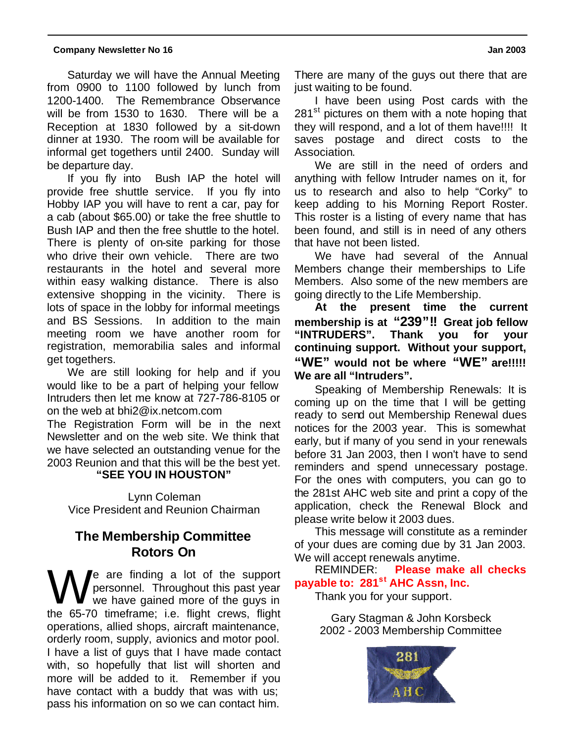Saturday we will have the Annual Meeting from 0900 to 1100 followed by lunch from 1200-1400. The Remembrance Observance will be from 1530 to 1630. There will be a Reception at 1830 followed by a sit-down dinner at 1930. The room will be available for informal get togethers until 2400. Sunday will be departure day.

If you fly into Bush IAP the hotel will provide free shuttle service. If you fly into Hobby IAP you will have to rent a car, pay for a cab (about $65.00) or take the free shuttle to Bush IAP and then the free shuttle to the hotel. There is plenty of on-site parking for those who drive their own vehicle. There are two restaurants in the hotel and several more within easy walking distance. There is also extensive shopping in the vicinity. There is lots of space in the lobby for informal meetings and BS Sessions. In addition to the main meeting room we have another room for registration, memorabilia sales and informal get togethers.

We are still looking for help and if you would like to be a part of helping your fellow Intruders then let me know at 727-786-8105 or on the web at bhi2@ix.netcom.com

The Registration Form will be in the next Newsletter and on the web site. We think that we have selected an outstanding venue for the 2003 Reunion and that this will be the best yet.

**"SEE YOU IN HOUSTON"**

Lynn Coleman
Vice President and Reunion Chairman

## The Membership Committee Rotors On

We are finding a lot of the support personnel. Throughout this past year we have gained more of the guys in the 65-70 timeframe; i.e. flight crews, flight operations, allied shops, aircraft maintenance, orderly room, supply, avionics and motor pool. I have a list of guys that I have made contact with, so hopefully that list will shorten and more will be added to it. Remember if you have contact with a buddy that was with us; pass his information on so we can contact him. There are many of the guys out there that are just waiting to be found.

I have been using Post cards with the 281st pictures on them with a note hoping that they will respond, and a lot of them have!!!! It saves postage and direct costs to the Association.

We are still in the need of orders and anything with fellow Intruder names on it, for us to research and also to help "Corky" to keep adding to his Morning Report Roster. This roster is a listing of every name that has been found, and still is in need of any others that have not been listed.

We have had several of the Annual Members change their memberships to Life Members. Also some of the new members are going directly to the Life Membership.

**At the present time the current membership is at "239"!! Great job fellow "INTRUDERS". Thank you for your continuing support. Without your support, "WE" would not be where "WE" are!!!!! We are all "Intruders".**

Speaking of Membership Renewals: It is coming up on the time that I will be getting ready to send out Membership Renewal dues notices for the 2003 year. This is somewhat early, but if many of you send in your renewals before 31 Jan 2003, then I won't have to send reminders and spend unnecessary postage. For the ones with computers, you can go to the 281st AHC web site and print a copy of the application, check the Renewal Block and please write below it 2003 dues.

This message will constitute as a reminder of your dues are coming due by 31 Jan 2003. We will accept renewals anytime.

REMINDER: **Please make all checks payable to: 281st AHC Assn, Inc.**

Thank you for your support.

Gary Stagman & John Korsbeck
2002 - 2003 Membership Committee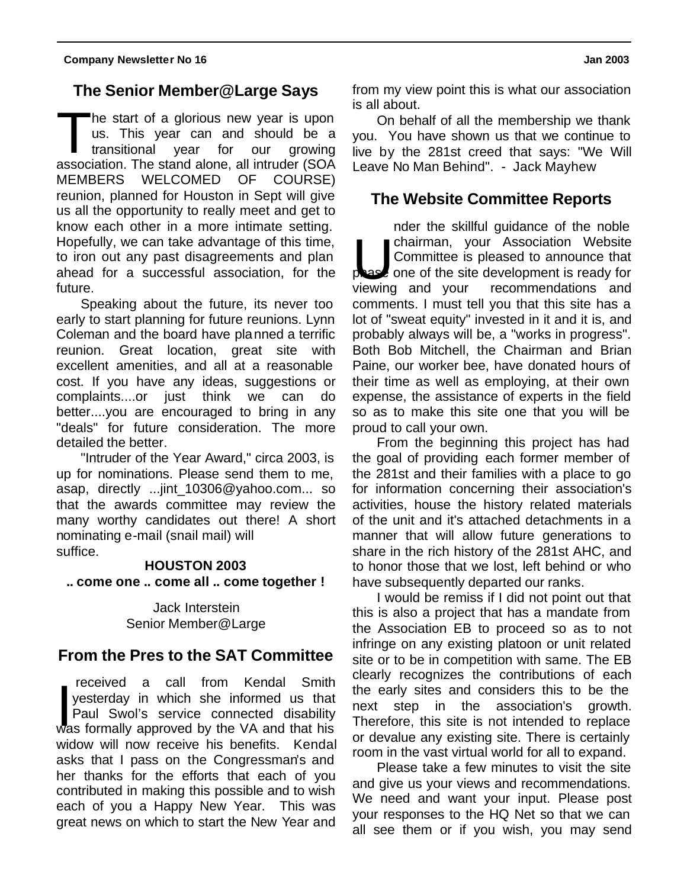## The Senior Member@Large Says

The start of a glorious new year is upon us. This year can and should be a transitional year for our growing association. The stand alone, all intruder (SOA MEMBERS WELCOMED OF COURSE) reunion, planned for Houston in Sept will give us all the opportunity to really meet and get to know each other in a more intimate setting. Hopefully, we can take advantage of this time, to iron out any past disagreements and plan ahead for a successful association, for the future.

Speaking about the future, its never too early to start planning for future reunions. Lynn Coleman and the board have planned a terrific reunion. Great location, great site with excellent amenities, and all at a reasonable cost. If you have any ideas, suggestions or complaints....or just think we can do better....you are encouraged to bring in any "deals" for future consideration. The more detailed the better.

"Intruder of the Year Award," circa 2003, is up for nominations. Please send them to me, asap, directly ...jint_10306@yahoo.com... so that the awards committee may review the many worthy candidates out there! A short nominating e-mail (snail mail) will suffice.

**HOUSTON 2003**

**.. come one .. come all .. come together !**

Jack Interstein
Senior Member@Large

## From the Pres to the SAT Committee

I received a call from Kendal Smith yesterday in which she informed us that Paul Swol's service connected disability was formally approved by the VA and that his widow will now receive his benefits. Kendal asks that I pass on the Congressman's and her thanks for the efforts that each of you contributed in making this possible and to wish each of you a Happy New Year. This was great news on which to start the New Year and from my view point this is what our association is all about.

On behalf of all the membership we thank you. You have shown us that we continue to live by the 281st creed that says: "We Will Leave No Man Behind". - Jack Mayhew

## The Website Committee Reports

Under the skillful guidance of the noble chairman, your Association Website Committee is pleased to announce that phase one of the site development is ready for viewing and your recommendations and comments. I must tell you that this site has a lot of "sweat equity" invested in it and it is, and probably always will be, a "works in progress". Both Bob Mitchell, the Chairman and Brian Paine, our worker bee, have donated hours of their time as well as employing, at their own expense, the assistance of experts in the field so as to make this site one that you will be proud to call your own.

From the beginning this project has had the goal of providing each former member of the 281st and their families with a place to go for information concerning their association's activities, house the history related materials of the unit and it's attached detachments in a manner that will allow future generations to share in the rich history of the 281st AHC, and to honor those that we lost, left behind or who have subsequently departed our ranks.

I would be remiss if I did not point out that this is also a project that has a mandate from the Association EB to proceed so as to not infringe on any existing platoon or unit related site or to be in competition with same. The EB clearly recognizes the contributions of each the early sites and considers this to be the next step in the association's growth. Therefore, this site is not intended to replace or devalue any existing site. There is certainly room in the vast virtual world for all to expand.

Please take a few minutes to visit the site and give us your views and recommendations. We need and want your input. Please post your responses to the HQ Net so that we can all see them or if you wish, you may send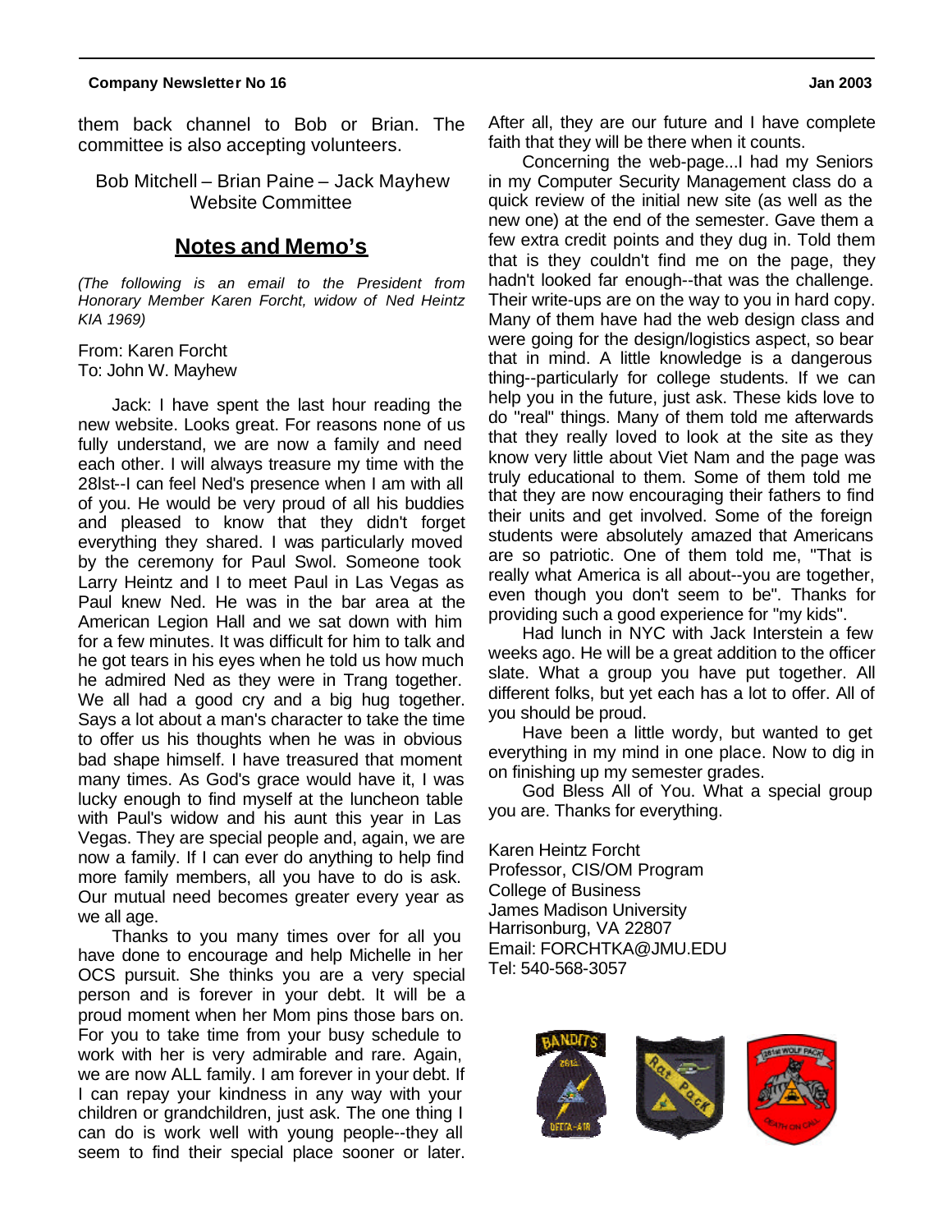them back channel to Bob or Brian. The committee is also accepting volunteers.

Bob Mitchell – Brian Paine – Jack Mayhew
Website Committee

## Notes and Memo's

*(The following is an email to the President from Honorary Member Karen Forcht, widow of Ned Heintz KIA 1969)*

From: Karen Forcht
To: John W. Mayhew

Jack: I have spent the last hour reading the new website. Looks great. For reasons none of us fully understand, we are now a family and need each other. I will always treasure my time with the 28lst--I can feel Ned's presence when I am with all of you. He would be very proud of all his buddies and pleased to know that they didn't forget everything they shared. I was particularly moved by the ceremony for Paul Swol. Someone took Larry Heintz and I to meet Paul in Las Vegas as Paul knew Ned. He was in the bar area at the American Legion Hall and we sat down with him for a few minutes. It was difficult for him to talk and he got tears in his eyes when he told us how much he admired Ned as they were in Trang together. We all had a good cry and a big hug together. Says a lot about a man's character to take the time to offer us his thoughts when he was in obvious bad shape himself. I have treasured that moment many times. As God's grace would have it, I was lucky enough to find myself at the luncheon table with Paul's widow and his aunt this year in Las Vegas. They are special people and, again, we are now a family. If I can ever do anything to help find more family members, all you have to do is ask. Our mutual need becomes greater every year as we all age.

Thanks to you many times over for all you have done to encourage and help Michelle in her OCS pursuit. She thinks you are a very special person and is forever in your debt. It will be a proud moment when her Mom pins those bars on. For you to take time from your busy schedule to work with her is very admirable and rare. Again, we are now ALL family. I am forever in your debt. If I can repay your kindness in any way with your children or grandchildren, just ask. The one thing I can do is work well with young people--they all seem to find their special place sooner or later. After all, they are our future and I have complete faith that they will be there when it counts.

Concerning the web-page...I had my Seniors in my Computer Security Management class do a quick review of the initial new site (as well as the new one) at the end of the semester. Gave them a few extra credit points and they dug in. Told them that is they couldn't find me on the page, they hadn't looked far enough--that was the challenge. Their write-ups are on the way to you in hard copy. Many of them have had the web design class and were going for the design/logistics aspect, so bear that in mind. A little knowledge is a dangerous thing--particularly for college students. If we can help you in the future, just ask. These kids love to do "real" things. Many of them told me afterwards that they really loved to look at the site as they know very little about Viet Nam and the page was truly educational to them. Some of them told me that they are now encouraging their fathers to find their units and get involved. Some of the foreign students were absolutely amazed that Americans are so patriotic. One of them told me, "That is really what America is all about--you are together, even though you don't seem to be". Thanks for providing such a good experience for "my kids".

Had lunch in NYC with Jack Interstein a few weeks ago. He will be a great addition to the officer slate. What a group you have put together. All different folks, but yet each has a lot to offer. All of you should be proud.

Have been a little wordy, but wanted to get everything in my mind in one place. Now to dig in on finishing up my semester grades.

God Bless All of You. What a special group you are. Thanks for everything.

Karen Heintz Forcht
Professor, CIS/OM Program
College of Business
James Madison University
Harrisonburg, VA 22807
Email: FORCHTKA@JMU.EDU
Tel: 540-568-3057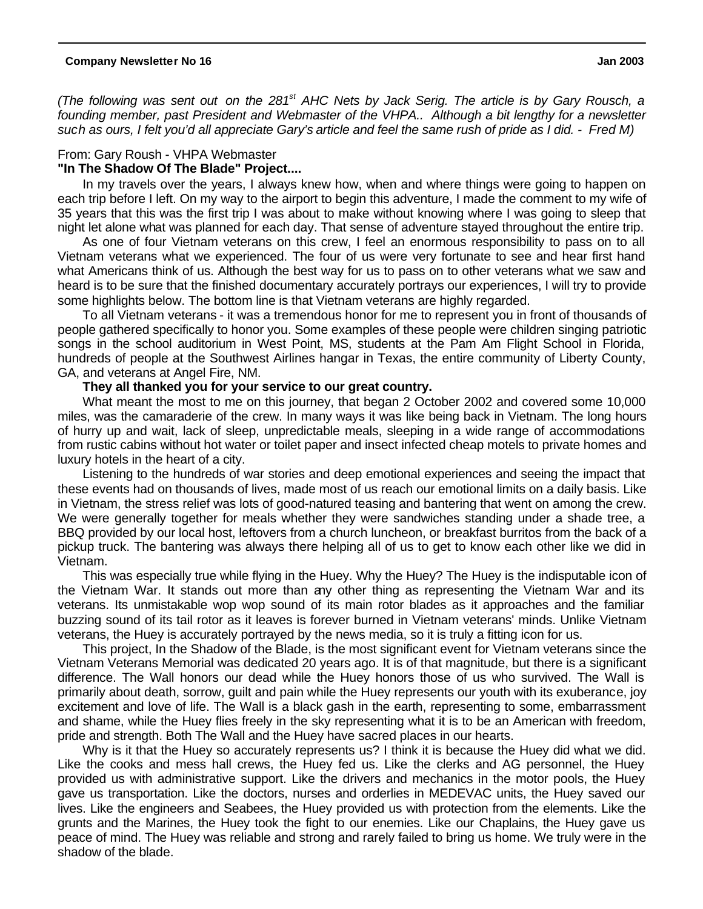*(The following was sent out on the 281st AHC Nets by Jack Serig. The article is by Gary Rousch, a founding member, past President and Webmaster of the VHPA.. Although a bit lengthy for a newsletter such as ours, I felt you'd all appreciate Gary's article and feel the same rush of pride as I did. - Fred M)*

From: Gary Roush - VHPA Webmaster

**"In The Shadow Of The Blade" Project....**

In my travels over the years, I always knew how, when and where things were going to happen on each trip before I left. On my way to the airport to begin this adventure, I made the comment to my wife of 35 years that this was the first trip I was about to make without knowing where I was going to sleep that night let alone what was planned for each day. That sense of adventure stayed throughout the entire trip.

As one of four Vietnam veterans on this crew, I feel an enormous responsibility to pass on to all Vietnam veterans what we experienced. The four of us were very fortunate to see and hear first hand what Americans think of us. Although the best way for us to pass on to other veterans what we saw and heard is to be sure that the finished documentary accurately portrays our experiences, I will try to provide some highlights below. The bottom line is that Vietnam veterans are highly regarded.

To all Vietnam veterans - it was a tremendous honor for me to represent you in front of thousands of people gathered specifically to honor you. Some examples of these people were children singing patriotic songs in the school auditorium in West Point, MS, students at the Pam Am Flight School in Florida, hundreds of people at the Southwest Airlines hangar in Texas, the entire community of Liberty County, GA, and veterans at Angel Fire, NM.

**They all thanked you for your service to our great country.**

What meant the most to me on this journey, that began 2 October 2002 and covered some 10,000 miles, was the camaraderie of the crew. In many ways it was like being back in Vietnam. The long hours of hurry up and wait, lack of sleep, unpredictable meals, sleeping in a wide range of accommodations from rustic cabins without hot water or toilet paper and insect infected cheap motels to private homes and luxury hotels in the heart of a city.

Listening to the hundreds of war stories and deep emotional experiences and seeing the impact that these events had on thousands of lives, made most of us reach our emotional limits on a daily basis. Like in Vietnam, the stress relief was lots of good-natured teasing and bantering that went on among the crew. We were generally together for meals whether they were sandwiches standing under a shade tree, a BBQ provided by our local host, leftovers from a church luncheon, or breakfast burritos from the back of a pickup truck. The bantering was always there helping all of us to get to know each other like we did in Vietnam.

This was especially true while flying in the Huey. Why the Huey? The Huey is the indisputable icon of the Vietnam War. It stands out more than any other thing as representing the Vietnam War and its veterans. Its unmistakable wop wop sound of its main rotor blades as it approaches and the familiar buzzing sound of its tail rotor as it leaves is forever burned in Vietnam veterans' minds. Unlike Vietnam veterans, the Huey is accurately portrayed by the news media, so it is truly a fitting icon for us.

This project, In the Shadow of the Blade, is the most significant event for Vietnam veterans since the Vietnam Veterans Memorial was dedicated 20 years ago. It is of that magnitude, but there is a significant difference. The Wall honors our dead while the Huey honors those of us who survived. The Wall is primarily about death, sorrow, guilt and pain while the Huey represents our youth with its exuberance, joy excitement and love of life. The Wall is a black gash in the earth, representing to some, embarrassment and shame, while the Huey flies freely in the sky representing what it is to be an American with freedom, pride and strength. Both The Wall and the Huey have sacred places in our hearts.

Why is it that the Huey so accurately represents us? I think it is because the Huey did what we did. Like the cooks and mess hall crews, the Huey fed us. Like the clerks and AG personnel, the Huey provided us with administrative support. Like the drivers and mechanics in the motor pools, the Huey gave us transportation. Like the doctors, nurses and orderlies in MEDEVAC units, the Huey saved our lives. Like the engineers and Seabees, the Huey provided us with protection from the elements. Like the grunts and the Marines, the Huey took the fight to our enemies. Like our Chaplains, the Huey gave us peace of mind. The Huey was reliable and strong and rarely failed to bring us home. We truly were in the shadow of the blade.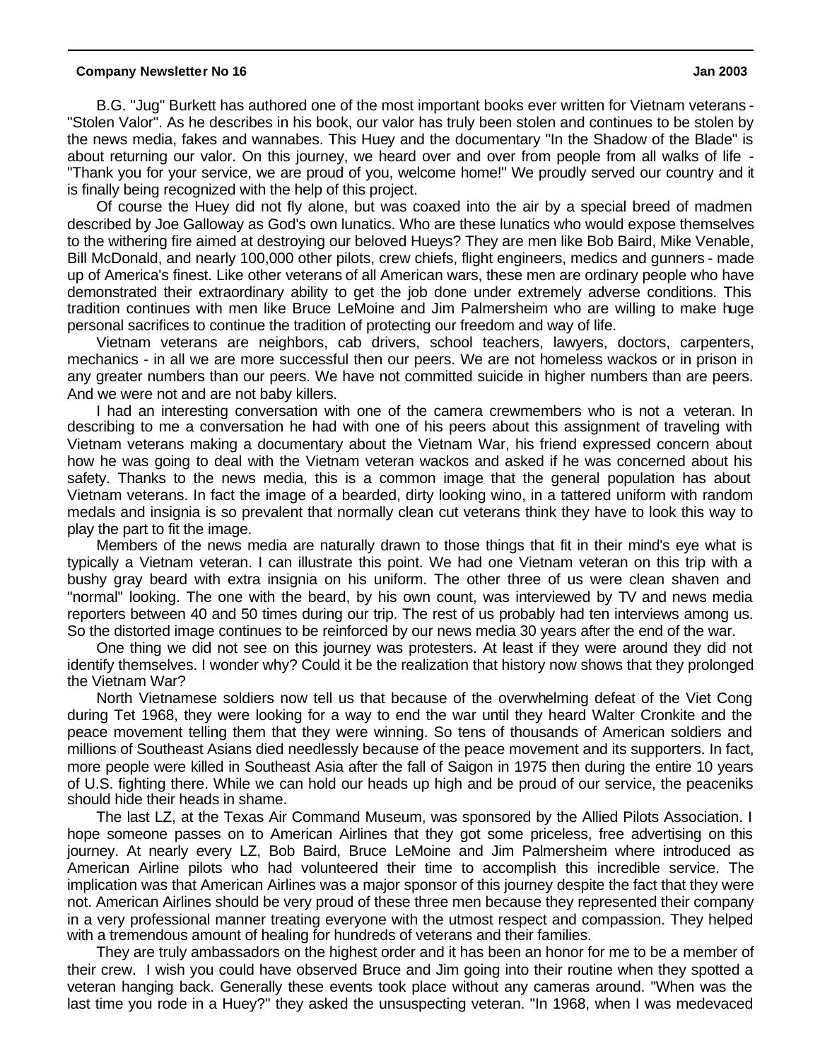B.G. "Jug" Burkett has authored one of the most important books ever written for Vietnam veterans - "Stolen Valor". As he describes in his book, our valor has truly been stolen and continues to be stolen by the news media, fakes and wannabes. This Huey and the documentary "In the Shadow of the Blade" is about returning our valor. On this journey, we heard over and over from people from all walks of life - "Thank you for your service, we are proud of you, welcome home!" We proudly served our country and it is finally being recognized with the help of this project.

Of course the Huey did not fly alone, but was coaxed into the air by a special breed of madmen described by Joe Galloway as God's own lunatics. Who are these lunatics who would expose themselves to the withering fire aimed at destroying our beloved Hueys? They are men like Bob Baird, Mike Venable, Bill McDonald, and nearly 100,000 other pilots, crew chiefs, flight engineers, medics and gunners - made up of America's finest. Like other veterans of all American wars, these men are ordinary people who have demonstrated their extraordinary ability to get the job done under extremely adverse conditions. This tradition continues with men like Bruce LeMoine and Jim Palmersheim who are willing to make huge personal sacrifices to continue the tradition of protecting our freedom and way of life.

Vietnam veterans are neighbors, cab drivers, school teachers, lawyers, doctors, carpenters, mechanics - in all we are more successful then our peers. We are not homeless wackos or in prison in any greater numbers than our peers. We have not committed suicide in higher numbers than are peers. And we were not and are not baby killers.

I had an interesting conversation with one of the camera crewmembers who is not a veteran. In describing to me a conversation he had with one of his peers about this assignment of traveling with Vietnam veterans making a documentary about the Vietnam War, his friend expressed concern about how he was going to deal with the Vietnam veteran wackos and asked if he was concerned about his safety. Thanks to the news media, this is a common image that the general population has about Vietnam veterans. In fact the image of a bearded, dirty looking wino, in a tattered uniform with random medals and insignia is so prevalent that normally clean cut veterans think they have to look this way to play the part to fit the image.

Members of the news media are naturally drawn to those things that fit in their mind's eye what is typically a Vietnam veteran. I can illustrate this point. We had one Vietnam veteran on this trip with a bushy gray beard with extra insignia on his uniform. The other three of us were clean shaven and "normal" looking. The one with the beard, by his own count, was interviewed by TV and news media reporters between 40 and 50 times during our trip. The rest of us probably had ten interviews among us. So the distorted image continues to be reinforced by our news media 30 years after the end of the war.

One thing we did not see on this journey was protesters. At least if they were around they did not identify themselves. I wonder why? Could it be the realization that history now shows that they prolonged the Vietnam War?

North Vietnamese soldiers now tell us that because of the overwhelming defeat of the Viet Cong during Tet 1968, they were looking for a way to end the war until they heard Walter Cronkite and the peace movement telling them that they were winning. So tens of thousands of American soldiers and millions of Southeast Asians died needlessly because of the peace movement and its supporters. In fact, more people were killed in Southeast Asia after the fall of Saigon in 1975 then during the entire 10 years of U.S. fighting there. While we can hold our heads up high and be proud of our service, the peaceniks should hide their heads in shame.

The last LZ, at the Texas Air Command Museum, was sponsored by the Allied Pilots Association. I hope someone passes on to American Airlines that they got some priceless, free advertising on this journey. At nearly every LZ, Bob Baird, Bruce LeMoine and Jim Palmersheim where introduced as American Airline pilots who had volunteered their time to accomplish this incredible service. The implication was that American Airlines was a major sponsor of this journey despite the fact that they were not. American Airlines should be very proud of these three men because they represented their company in a very professional manner treating everyone with the utmost respect and compassion. They helped with a tremendous amount of healing for hundreds of veterans and their families.

They are truly ambassadors on the highest order and it has been an honor for me to be a member of their crew. I wish you could have observed Bruce and Jim going into their routine when they spotted a veteran hanging back. Generally these events took place without any cameras around. "When was the last time you rode in a Huey?" they asked the unsuspecting veteran. "In 1968, when I was medevaced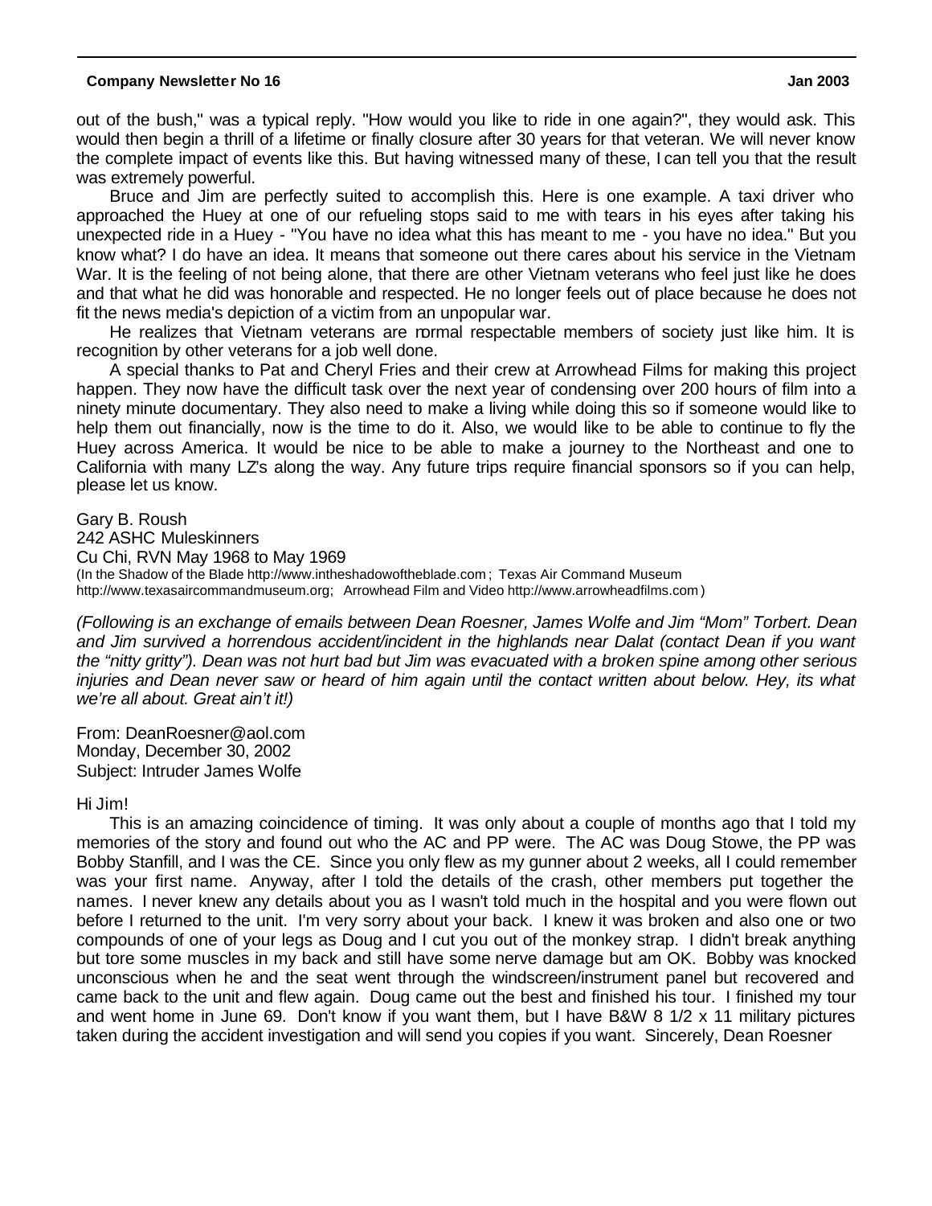out of the bush," was a typical reply. "How would you like to ride in one again?", they would ask. This would then begin a thrill of a lifetime or finally closure after 30 years for that veteran. We will never know the complete impact of events like this. But having witnessed many of these, I can tell you that the result was extremely powerful.

Bruce and Jim are perfectly suited to accomplish this. Here is one example. A taxi driver who approached the Huey at one of our refueling stops said to me with tears in his eyes after taking his unexpected ride in a Huey - "You have no idea what this has meant to me - you have no idea." But you know what? I do have an idea. It means that someone out there cares about his service in the Vietnam War. It is the feeling of not being alone, that there are other Vietnam veterans who feel just like he does and that what he did was honorable and respected. He no longer feels out of place because he does not fit the news media's depiction of a victim from an unpopular war.

He realizes that Vietnam veterans are normal respectable members of society just like him. It is recognition by other veterans for a job well done.

A special thanks to Pat and Cheryl Fries and their crew at Arrowhead Films for making this project happen. They now have the difficult task over the next year of condensing over 200 hours of film into a ninety minute documentary. They also need to make a living while doing this so if someone would like to help them out financially, now is the time to do it. Also, we would like to be able to continue to fly the Huey across America. It would be nice to be able to make a journey to the Northeast and one to California with many LZ's along the way. Any future trips require financial sponsors so if you can help, please let us know.

Gary B. Roush
242 ASHC Muleskinners
Cu Chi, RVN May 1968 to May 1969
(In the Shadow of the Blade http://www.intheshadowoftheblade.com ; Texas Air Command Museum http://www.texasaircommandmuseum.org; Arrowhead Film and Video http://www.arrowheadfilms.com )

*(Following is an exchange of emails between Dean Roesner, James Wolfe and Jim "Mom" Torbert. Dean and Jim survived a horrendous accident/incident in the highlands near Dalat (contact Dean if you want the "nitty gritty"). Dean was not hurt bad but Jim was evacuated with a broken spine among other serious injuries and Dean never saw or heard of him again until the contact written about below. Hey, its what we're all about. Great ain't it!)*

From: DeanRoesner@aol.com
Monday, December 30, 2002
Subject: Intruder James Wolfe

Hi Jim!

This is an amazing coincidence of timing. It was only about a couple of months ago that I told my memories of the story and found out who the AC and PP were. The AC was Doug Stowe, the PP was Bobby Stanfill, and I was the CE. Since you only flew as my gunner about 2 weeks, all I could remember was your first name. Anyway, after I told the details of the crash, other members put together the names. I never knew any details about you as I wasn't told much in the hospital and you were flown out before I returned to the unit. I'm very sorry about your back. I knew it was broken and also one or two compounds of one of your legs as Doug and I cut you out of the monkey strap. I didn't break anything but tore some muscles in my back and still have some nerve damage but am OK. Bobby was knocked unconscious when he and the seat went through the windscreen/instrument panel but recovered and came back to the unit and flew again. Doug came out the best and finished his tour. I finished my tour and went home in June 69. Don't know if you want them, but I have B&W 8 1/2 x 11 military pictures taken during the accident investigation and will send you copies if you want. Sincerely, Dean Roesner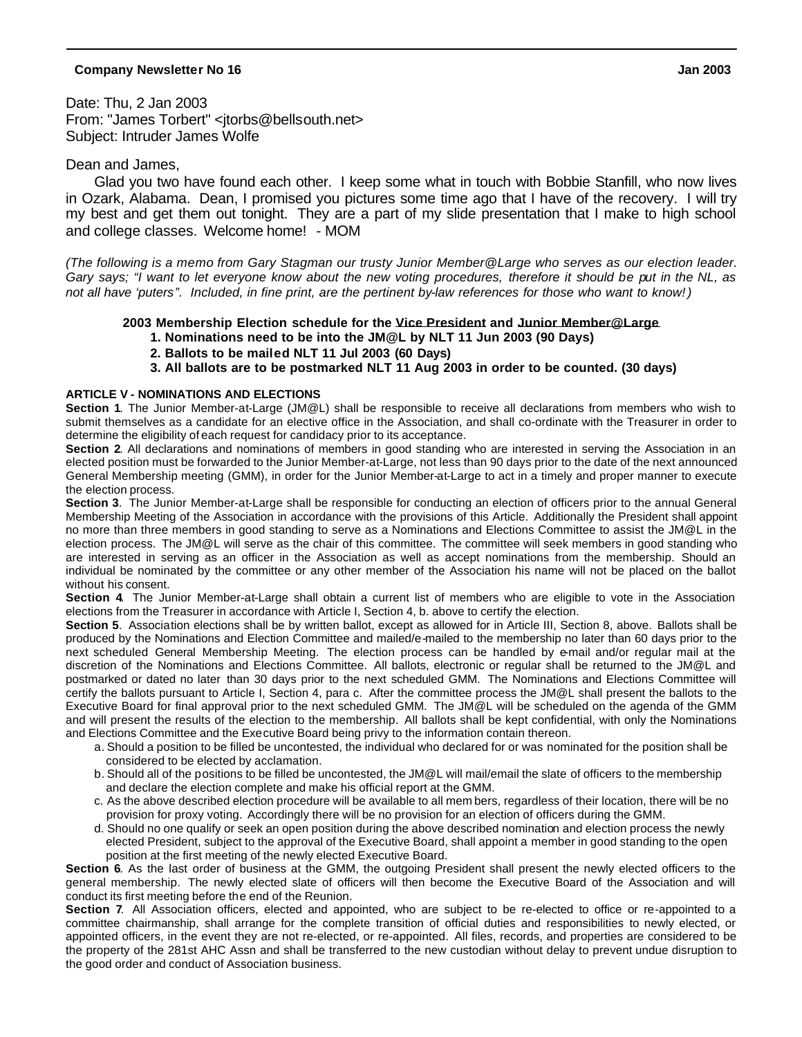**Company Newsletter No 16** **Jan 2003**

Date: Thu, 2 Jan 2003
From: "James Torbert" <jtorbs@bellsouth.net>
Subject: Intruder James Wolfe

Dean and James,

Glad you two have found each other. I keep some what in touch with Bobbie Stanfill, who now lives in Ozark, Alabama. Dean, I promised you pictures some time ago that I have of the recovery. I will try my best and get them out tonight. They are a part of my slide presentation that I make to high school and college classes. Welcome home! - MOM

*(The following is a memo from Gary Stagman our trusty Junior Member@Large who serves as our election leader. Gary says; "I want to let everyone know about the new voting procedures, therefore it should be put in the NL, as not all have 'puters". Included, in fine print, are the pertinent by-law references for those who want to know!)*

**2003 Membership Election schedule for the Vice President and Junior Member@Large**

1. **Nominations need to be into the JM@L by NLT 11 Jun 2003 (90 Days)**
2. **Ballots to be mailed NLT 11 Jul 2003 (60 Days)**
3. **All ballots are to be postmarked NLT 11 Aug 2003 in order to be counted. (30 days)**

**ARTICLE V - NOMINATIONS AND ELECTIONS**

**Section 1**. The Junior Member-at-Large (JM@L) shall be responsible to receive all declarations from members who wish to submit themselves as a candidate for an elective office in the Association, and shall co-ordinate with the Treasurer in order to determine the eligibility of each request for candidacy prior to its acceptance.

**Section 2**. All declarations and nominations of members in good standing who are interested in serving the Association in an elected position must be forwarded to the Junior Member-at-Large, not less than 90 days prior to the date of the next announced General Membership meeting (GMM), in order for the Junior Member-at-Large to act in a timely and proper manner to execute the election process.

**Section 3**. The Junior Member-at-Large shall be responsible for conducting an election of officers prior to the annual General Membership Meeting of the Association in accordance with the provisions of this Article. Additionally the President shall appoint no more than three members in good standing to serve as a Nominations and Elections Committee to assist the JM@L in the election process. The JM@L will serve as the chair of this committee. The committee will seek members in good standing who are interested in serving as an officer in the Association as well as accept nominations from the membership. Should an individual be nominated by the committee or any other member of the Association his name will not be placed on the ballot without his consent.

**Section 4**. The Junior Member-at-Large shall obtain a current list of members who are eligible to vote in the Association elections from the Treasurer in accordance with Article I, Section 4, b. above to certify the election.

**Section 5**. Association elections shall be by written ballot, except as allowed for in Article III, Section 8, above. Ballots shall be produced by the Nominations and Election Committee and mailed/e-mailed to the membership no later than 60 days prior to the next scheduled General Membership Meeting. The election process can be handled by e-mail and/or regular mail at the discretion of the Nominations and Elections Committee. All ballots, electronic or regular shall be returned to the JM@L and postmarked or dated no later than 30 days prior to the next scheduled GMM. The Nominations and Elections Committee will certify the ballots pursuant to Article I, Section 4, para c. After the committee process the JM@L shall present the ballots to the Executive Board for final approval prior to the next scheduled GMM. The JM@L will be scheduled on the agenda of the GMM and will present the results of the election to the membership. All ballots shall be kept confidential, with only the Nominations and Elections Committee and the Executive Board being privy to the information contain thereon.

a. Should a position to be filled be uncontested, the individual who declared for or was nominated for the position shall be considered to be elected by acclamation.
b. Should all of the positions to be filled be uncontested, the JM@L will mail/email the slate of officers to the membership and declare the election complete and make his official report at the GMM.
c. As the above described election procedure will be available to all members, regardless of their location, there will be no provision for proxy voting. Accordingly there will be no provision for an election of officers during the GMM.
d. Should no one qualify or seek an open position during the above described nomination and election process the newly elected President, subject to the approval of the Executive Board, shall appoint a member in good standing to the open position at the first meeting of the newly elected Executive Board.

**Section 6**. As the last order of business at the GMM, the outgoing President shall present the newly elected officers to the general membership. The newly elected slate of officers will then become the Executive Board of the Association and will conduct its first meeting before the end of the Reunion.

**Section 7**. All Association officers, elected and appointed, who are subject to be re-elected to office or re-appointed to a committee chairmanship, shall arrange for the complete transition of official duties and responsibilities to newly elected, or appointed officers, in the event they are not re-elected, or re-appointed. All files, records, and properties are considered to be the property of the 281st AHC Assn and shall be transferred to the new custodian without delay to prevent undue disruption to the good order and conduct of Association business.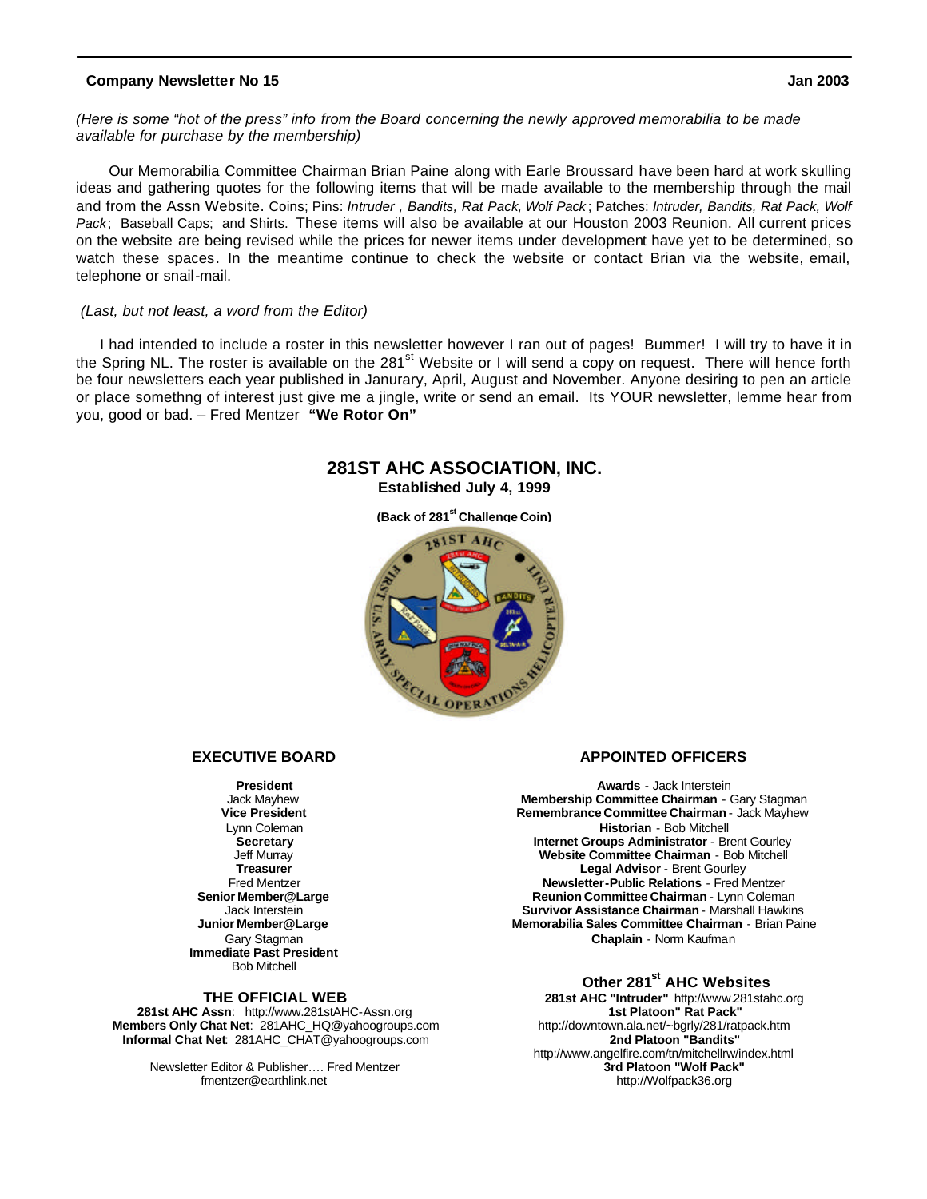**Company Newsletter No 15** **Jan 2003**

*(Here is some "hot of the press" info from the Board concerning the newly approved memorabilia to be made available for purchase by the membership)*

Our Memorabilia Committee Chairman Brian Paine along with Earle Broussard have been hard at work skulling ideas and gathering quotes for the following items that will be made available to the membership through the mail and from the Assn Website. Coins; Pins: *Intruder , Bandits, Rat Pack, Wolf Pack*; Patches: *Intruder, Bandits, Rat Pack, Wolf Pack*; Baseball Caps; and Shirts. These items will also be available at our Houston 2003 Reunion. All current prices on the website are being revised while the prices for newer items under development have yet to be determined, so watch these spaces. In the meantime continue to check the website or contact Brian via the website, email, telephone or snail-mail.

*(Last, but not least, a word from the Editor)*

I had intended to include a roster in this newsletter however I ran out of pages! Bummer! I will try to have it in the Spring NL. The roster is available on the 281st Website or I will send a copy on request. There will hence forth be four newsletters each year published in Janurary, April, August and November. Anyone desiring to pen an article or place somethng of interest just give me a jingle, write or send an email. Its YOUR newsletter, lemme hear from you, good or bad. – Fred Mentzer **"We Rotor On"**

## 281ST AHC ASSOCIATION, INC.

**Established July 4, 1999**

**(Back of 281st Challenge Coin)**

### EXECUTIVE BOARD

**President**
Jack Mayhew
**Vice President**
Lynn Coleman
**Secretary**
Jeff Murray
**Treasurer**
Fred Mentzer
**Senior Member@Large**
Jack Interstein
**Junior Member@Large**
Gary Stagman
**Immediate Past President**
Bob Mitchell

### THE OFFICIAL WEB

**281st AHC Assn**: http://www.281stAHC-Assn.org
**Members Only Chat Net**: 281AHC_HQ@yahoogroups.com
**Informal Chat Net**: 281AHC_CHAT@yahoogroups.com

Newsletter Editor & Publisher…. Fred Mentzer
fmentzer@earthlink.net

### APPOINTED OFFICERS

**Awards** - Jack Interstein
**Membership Committee Chairman** - Gary Stagman
**Remembrance Committee Chairman** - Jack Mayhew
**Historian** - Bob Mitchell
**Internet Groups Administrator** - Brent Gourley
**Website Committee Chairman** - Bob Mitchell
**Legal Advisor** - Brent Gourley
**Newsletter-Public Relations** - Fred Mentzer
**Reunion Committee Chairman** - Lynn Coleman
**Survivor Assistance Chairman** - Marshall Hawkins
**Memorabilia Sales Committee Chairman** - Brian Paine
**Chaplain** - Norm Kaufman

### Other 281st AHC Websites

**281st AHC "Intruder"** http://www.281stahc.org
**1st Platoon" Rat Pack"**
http://downtown.ala.net/~bgrly/281/ratpack.htm
**2nd Platoon "Bandits"**
http://www.angelfire.com/tn/mitchellrw/index.html
**3rd Platoon "Wolf Pack"**
http://Wolfpack36.org